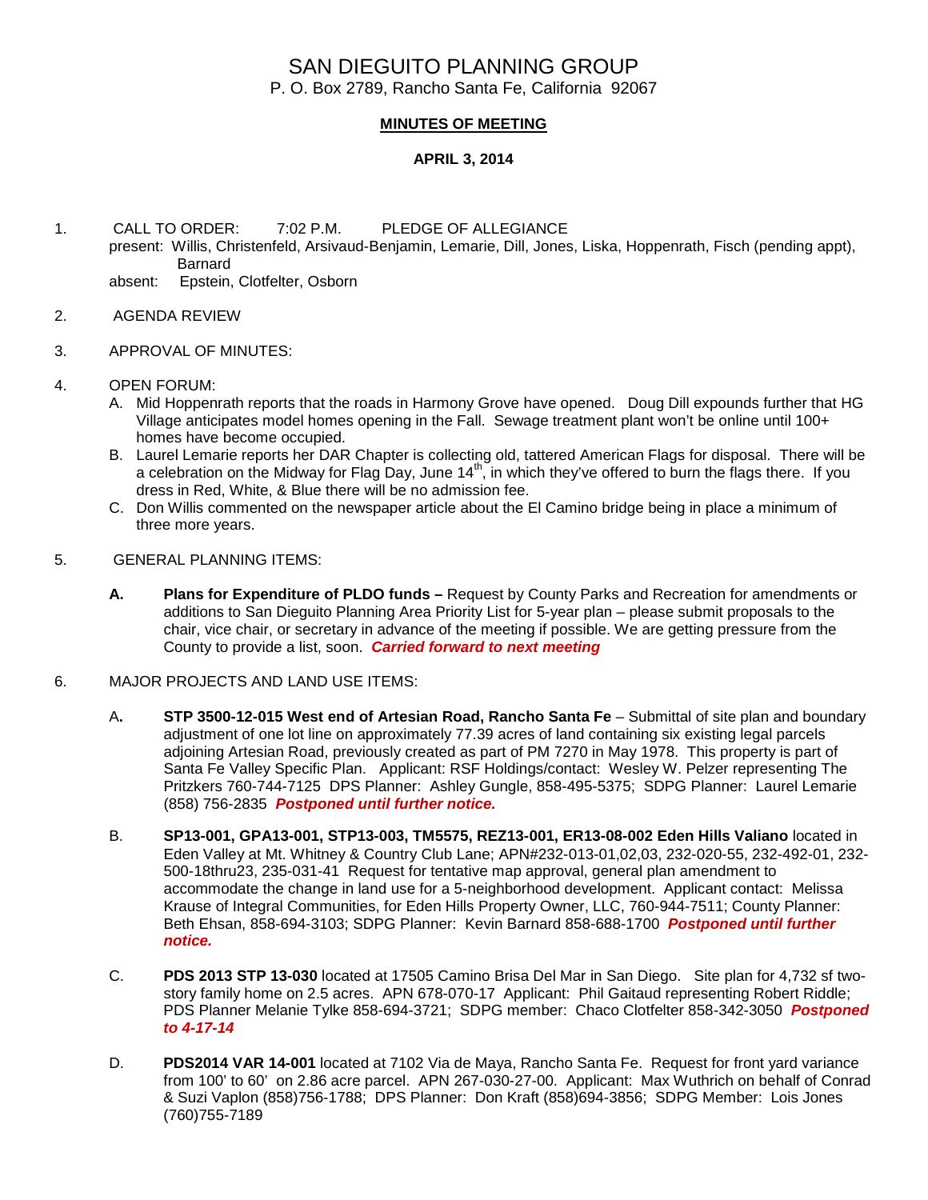# SAN DIEGUITO PLANNING GROUP

P. O. Box 2789, Rancho Santa Fe, California 92067

## MINUTES OF MEETING

### APRIL 3, 2014

1. CALL TO ORDER: 7:02 P.M. PLEDGE OF ALLEGIANCE
   present: Willis, Christenfeld, Arsivaud-Benjamin, Lemarie, Dill, Jones, Liska, Hoppenrath, Fisch (pending appt), Barnard
   absent: Epstein, Clotfelter, Osborn

2. AGENDA REVIEW

3. APPROVAL OF MINUTES:

4. OPEN FORUM:
   A. Mid Hoppenrath reports that the roads in Harmony Grove have opened. Doug Dill expounds further that HG Village anticipates model homes opening in the Fall. Sewage treatment plant won't be online until 100+ homes have become occupied.
   B. Laurel Lemarie reports her DAR Chapter is collecting old, tattered American Flags for disposal. There will be a celebration on the Midway for Flag Day, June 14th, in which they've offered to burn the flags there. If you dress in Red, White, & Blue there will be no admission fee.
   C. Don Willis commented on the newspaper article about the El Camino bridge being in place a minimum of three more years.

5. GENERAL PLANNING ITEMS:

   **A. Plans for Expenditure of PLDO funds –** Request by County Parks and Recreation for amendments or additions to San Dieguito Planning Area Priority List for 5-year plan – please submit proposals to the chair, vice chair, or secretary in advance of the meeting if possible. We are getting pressure from the County to provide a list, soon. ***Carried forward to next meeting***

6. MAJOR PROJECTS AND LAND USE ITEMS:

   A. **STP 3500-12-015 West end of Artesian Road, Rancho Santa Fe** – Submittal of site plan and boundary adjustment of one lot line on approximately 77.39 acres of land containing six existing legal parcels adjoining Artesian Road, previously created as part of PM 7270 in May 1978. This property is part of Santa Fe Valley Specific Plan. Applicant: RSF Holdings/contact: Wesley W. Pelzer representing The Pritzkers 760-744-7125 DPS Planner: Ashley Gungle, 858-495-5375; SDPG Planner: Laurel Lemarie (858) 756-2835 ***Postponed until further notice.***

   B. **SP13-001, GPA13-001, STP13-003, TM5575, REZ13-001, ER13-08-002 Eden Hills Valiano** located in Eden Valley at Mt. Whitney & Country Club Lane; APN#232-013-01,02,03, 232-020-55, 232-492-01, 232-500-18thru23, 235-031-41 Request for tentative map approval, general plan amendment to accommodate the change in land use for a 5-neighborhood development. Applicant contact: Melissa Krause of Integral Communities, for Eden Hills Property Owner, LLC, 760-944-7511; County Planner: Beth Ehsan, 858-694-3103; SDPG Planner: Kevin Barnard 858-688-1700 ***Postponed until further notice.***

   C. **PDS 2013 STP 13-030** located at 17505 Camino Brisa Del Mar in San Diego. Site plan for 4,732 sf two-story family home on 2.5 acres. APN 678-070-17 Applicant: Phil Gaitaud representing Robert Riddle; PDS Planner Melanie Tylke 858-694-3721; SDPG member: Chaco Clotfelter 858-342-3050 ***Postponed to 4-17-14***

   D. **PDS2014 VAR 14-001** located at 7102 Via de Maya, Rancho Santa Fe. Request for front yard variance from 100' to 60' on 2.86 acre parcel. APN 267-030-27-00. Applicant: Max Wuthrich on behalf of Conrad & Suzi Vaplon (858)756-1788; DPS Planner: Don Kraft (858)694-3856; SDPG Member: Lois Jones (760)755-7189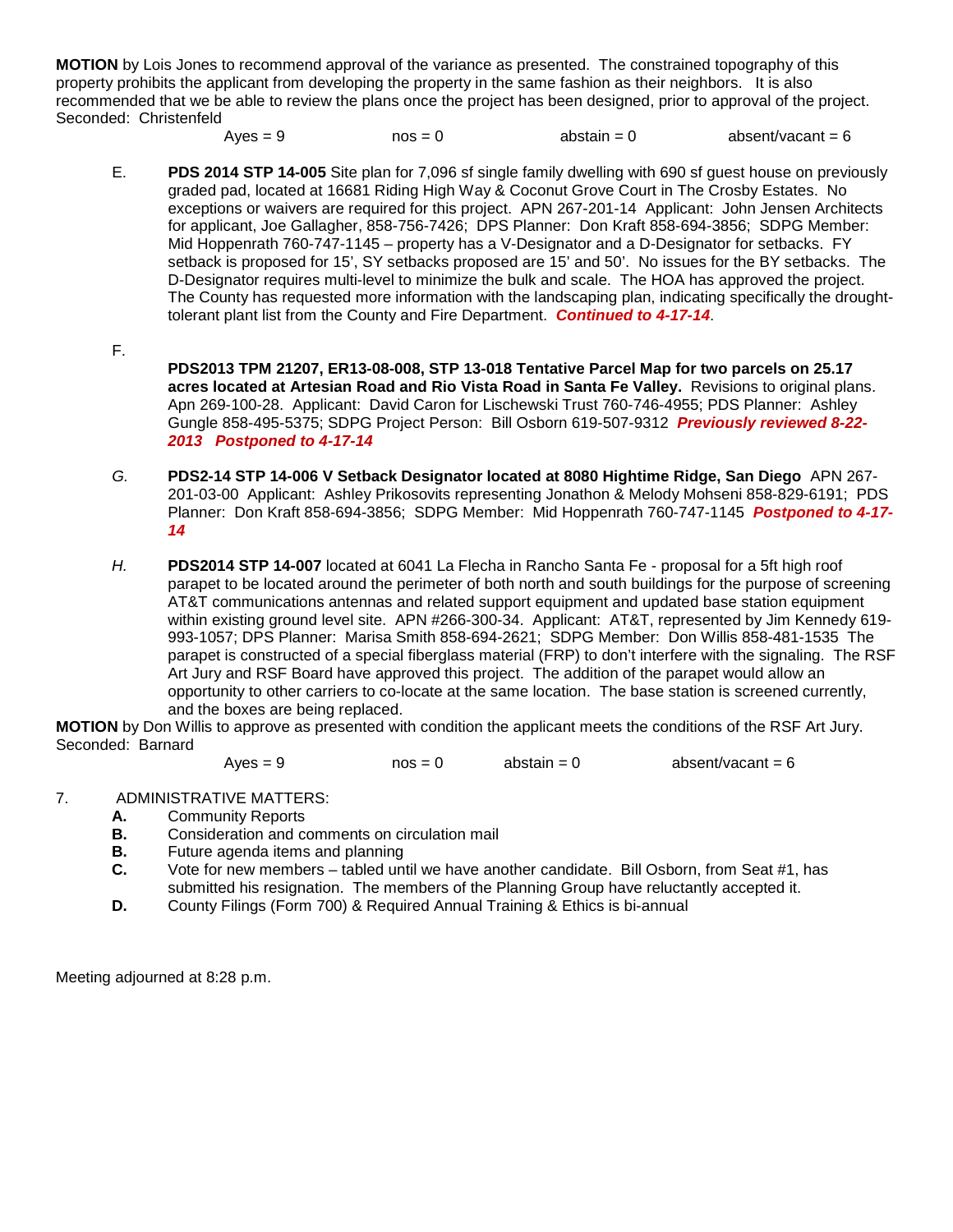**MOTION** by Lois Jones to recommend approval of the variance as presented. The constrained topography of this property prohibits the applicant from developing the property in the same fashion as their neighbors. It is also recommended that we be able to review the plans once the project has been designed, prior to approval of the project. Seconded: Christenfeld

Ayes = 9 nos = 0 abstain = 0 absent/vacant = 6

E. **PDS 2014 STP 14-005** Site plan for 7,096 sf single family dwelling with 690 sf guest house on previously graded pad, located at 16681 Riding High Way & Coconut Grove Court in The Crosby Estates. No exceptions or waivers are required for this project. APN 267-201-14 Applicant: John Jensen Architects for applicant, Joe Gallagher, 858-756-7426; DPS Planner: Don Kraft 858-694-3856; SDPG Member: Mid Hoppenrath 760-747-1145 – property has a V-Designator and a D-Designator for setbacks. FY setback is proposed for 15', SY setbacks proposed are 15' and 50'. No issues for the BY setbacks. The D-Designator requires multi-level to minimize the bulk and scale. The HOA has approved the project. The County has requested more information with the landscaping plan, indicating specifically the drought-tolerant plant list from the County and Fire Department. ***Continued to 4-17-14***.

F. **PDS2013 TPM 21207, ER13-08-008, STP 13-018 Tentative Parcel Map for two parcels on 25.17 acres located at Artesian Road and Rio Vista Road in Santa Fe Valley.** Revisions to original plans. Apn 269-100-28. Applicant: David Caron for Lischewski Trust 760-746-4955; PDS Planner: Ashley Gungle 858-495-5375; SDPG Project Person: Bill Osborn 619-507-9312 ***Previously reviewed 8-22-2013 Postponed to 4-17-14***

*G.* **PDS2-14 STP 14-006 V Setback Designator located at 8080 Hightime Ridge, San Diego** APN 267-201-03-00 Applicant: Ashley Prikosovits representing Jonathon & Melody Mohseni 858-829-6191; PDS Planner: Don Kraft 858-694-3856; SDPG Member: Mid Hoppenrath 760-747-1145 ***Postponed to 4-17-14***

*H.* **PDS2014 STP 14-007** located at 6041 La Flecha in Rancho Santa Fe - proposal for a 5ft high roof parapet to be located around the perimeter of both north and south buildings for the purpose of screening AT&T communications antennas and related support equipment and updated base station equipment within existing ground level site. APN #266-300-34. Applicant: AT&T, represented by Jim Kennedy 619-993-1057; DPS Planner: Marisa Smith 858-694-2621; SDPG Member: Don Willis 858-481-1535 The parapet is constructed of a special fiberglass material (FRP) to don't interfere with the signaling. The RSF Art Jury and RSF Board have approved this project. The addition of the parapet would allow an opportunity to other carriers to co-locate at the same location. The base station is screened currently, and the boxes are being replaced.

**MOTION** by Don Willis to approve as presented with condition the applicant meets the conditions of the RSF Art Jury. Seconded: Barnard

Ayes = 9 nos = 0 abstain = 0 absent/vacant = 6

7. ADMINISTRATIVE MATTERS:
   - **A.** Community Reports
   - **B.** Consideration and comments on circulation mail
   - **B.** Future agenda items and planning
   - **C.** Vote for new members – tabled until we have another candidate. Bill Osborn, from Seat #1, has submitted his resignation. The members of the Planning Group have reluctantly accepted it.
   - **D.** County Filings (Form 700) & Required Annual Training & Ethics is bi-annual

Meeting adjourned at 8:28 p.m.